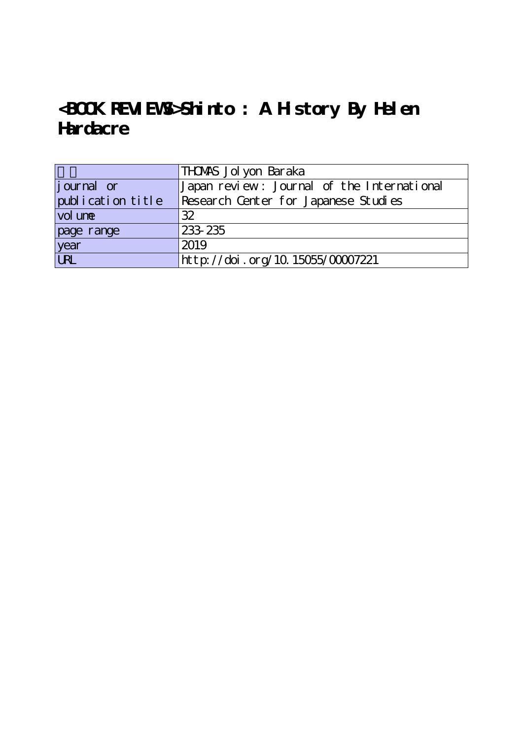# <BOOK REVIEWS>Shinto : A History By Helen Hardacre

| 著者 | THOMAS Jolyon Baraka |
|---|---|
| journal or publication title | Japan review : Journal of the International Research Center for Japanese Studies |
| volume | 32 |
| page range | 233-235 |
| year | 2019 |
| URL | http://doi.org/10.15055/00007221 |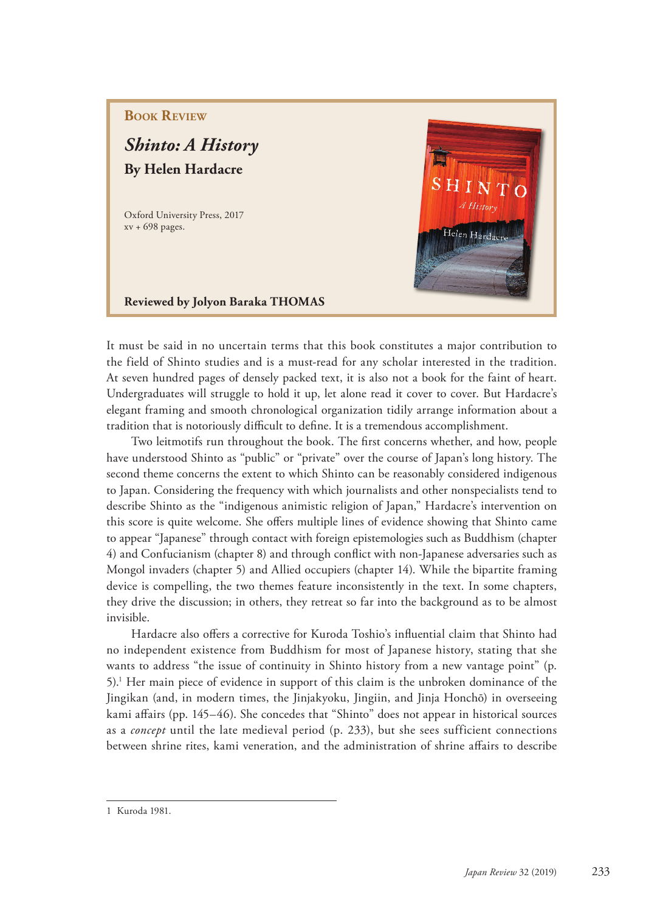**Book Review**

## *Shinto: A History*

**By Helen Hardacre**

Oxford University Press, 2017
xv + 698 pages.

**Reviewed by Jolyon Baraka THOMAS**

It must be said in no uncertain terms that this book constitutes a major contribution to the field of Shinto studies and is a must-read for any scholar interested in the tradition. At seven hundred pages of densely packed text, it is also not a book for the faint of heart. Undergraduates will struggle to hold it up, let alone read it cover to cover. But Hardacre's elegant framing and smooth chronological organization tidily arrange information about a tradition that is notoriously difficult to define. It is a tremendous accomplishment.

Two leitmotifs run throughout the book. The first concerns whether, and how, people have understood Shinto as "public" or "private" over the course of Japan's long history. The second theme concerns the extent to which Shinto can be reasonably considered indigenous to Japan. Considering the frequency with which journalists and other nonspecialists tend to describe Shinto as the "indigenous animistic religion of Japan," Hardacre's intervention on this score is quite welcome. She offers multiple lines of evidence showing that Shinto came to appear "Japanese" through contact with foreign epistemologies such as Buddhism (chapter 4) and Confucianism (chapter 8) and through conflict with non-Japanese adversaries such as Mongol invaders (chapter 5) and Allied occupiers (chapter 14). While the bipartite framing device is compelling, the two themes feature inconsistently in the text. In some chapters, they drive the discussion; in others, they retreat so far into the background as to be almost invisible.

Hardacre also offers a corrective for Kuroda Toshio's influential claim that Shinto had no independent existence from Buddhism for most of Japanese history, stating that she wants to address "the issue of continuity in Shinto history from a new vantage point" (p. 5).[1] Her main piece of evidence in support of this claim is the unbroken dominance of the Jingikan (and, in modern times, the Jinjakyoku, Jingiin, and Jinja Honchō) in overseeing kami affairs (pp. 145–46). She concedes that "Shinto" does not appear in historical sources as a *concept* until the late medieval period (p. 233), but she sees sufficient connections between shrine rites, kami veneration, and the administration of shrine affairs to describe

---

1 Kuroda 1981.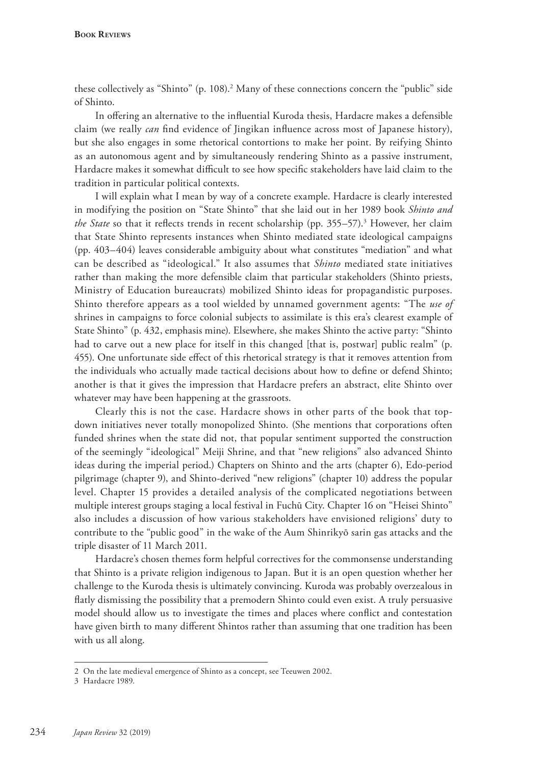these collectively as "Shinto" (p. 108).[2] Many of these connections concern the "public" side of Shinto.

In offering an alternative to the influential Kuroda thesis, Hardacre makes a defensible claim (we really *can* find evidence of Jingikan influence across most of Japanese history), but she also engages in some rhetorical contortions to make her point. By reifying Shinto as an autonomous agent and by simultaneously rendering Shinto as a passive instrument, Hardacre makes it somewhat difficult to see how specific stakeholders have laid claim to the tradition in particular political contexts.

I will explain what I mean by way of a concrete example. Hardacre is clearly interested in modifying the position on "State Shinto" that she laid out in her 1989 book *Shinto and the State* so that it reflects trends in recent scholarship (pp. 355–57).[3] However, her claim that State Shinto represents instances when Shinto mediated state ideological campaigns (pp. 403–404) leaves considerable ambiguity about what constitutes "mediation" and what can be described as "ideological." It also assumes that *Shinto* mediated state initiatives rather than making the more defensible claim that particular stakeholders (Shinto priests, Ministry of Education bureaucrats) mobilized Shinto ideas for propagandistic purposes. Shinto therefore appears as a tool wielded by unnamed government agents: "The *use of* shrines in campaigns to force colonial subjects to assimilate is this era's clearest example of State Shinto" (p. 432, emphasis mine). Elsewhere, she makes Shinto the active party: "Shinto had to carve out a new place for itself in this changed [that is, postwar] public realm" (p. 455). One unfortunate side effect of this rhetorical strategy is that it removes attention from the individuals who actually made tactical decisions about how to define or defend Shinto; another is that it gives the impression that Hardacre prefers an abstract, elite Shinto over whatever may have been happening at the grassroots.

Clearly this is not the case. Hardacre shows in other parts of the book that top-down initiatives never totally monopolized Shinto. (She mentions that corporations often funded shrines when the state did not, that popular sentiment supported the construction of the seemingly "ideological" Meiji Shrine, and that "new religions" also advanced Shinto ideas during the imperial period.) Chapters on Shinto and the arts (chapter 6), Edo-period pilgrimage (chapter 9), and Shinto-derived "new religions" (chapter 10) address the popular level. Chapter 15 provides a detailed analysis of the complicated negotiations between multiple interest groups staging a local festival in Fuchū City. Chapter 16 on "Heisei Shinto" also includes a discussion of how various stakeholders have envisioned religions' duty to contribute to the "public good" in the wake of the Aum Shinrikyō sarin gas attacks and the triple disaster of 11 March 2011.

Hardacre's chosen themes form helpful correctives for the commonsense understanding that Shinto is a private religion indigenous to Japan. But it is an open question whether her challenge to the Kuroda thesis is ultimately convincing. Kuroda was probably overzealous in flatly dismissing the possibility that a premodern Shinto could even exist. A truly persuasive model should allow us to investigate the times and places where conflict and contestation have given birth to many different Shintos rather than assuming that one tradition has been with us all along.

---

2 On the late medieval emergence of Shinto as a concept, see Teeuwen 2002.

3 Hardacre 1989.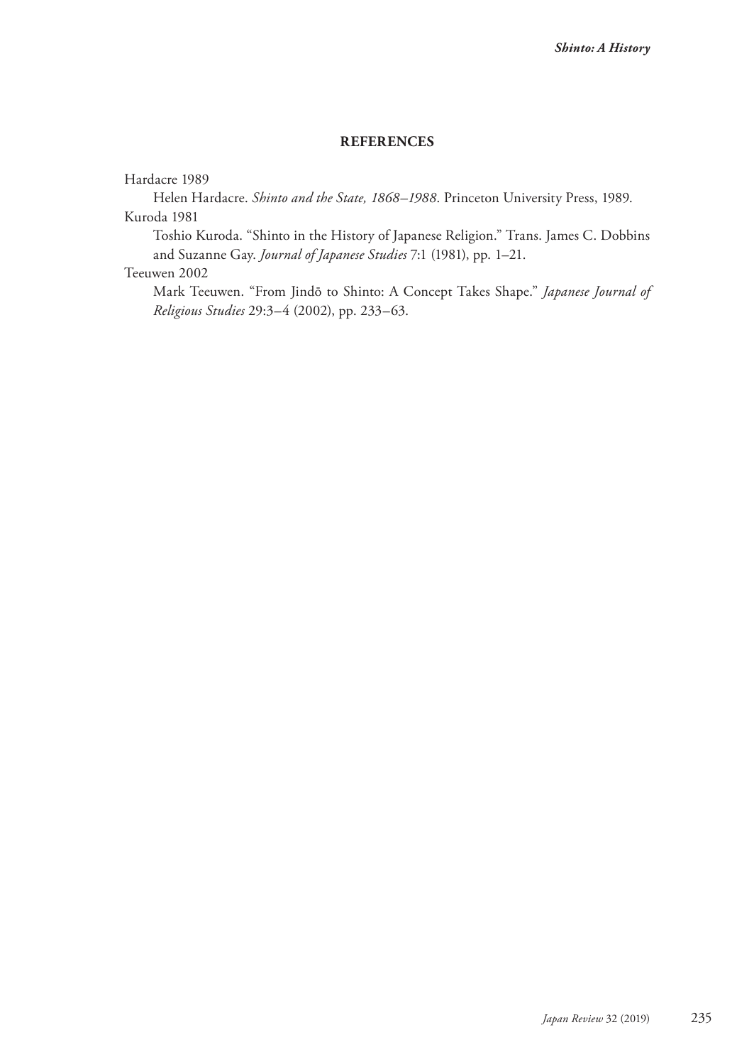## REFERENCES

Hardacre 1989

Helen Hardacre. *Shinto and the State, 1868–1988*. Princeton University Press, 1989.

Kuroda 1981

Toshio Kuroda. "Shinto in the History of Japanese Religion." Trans. James C. Dobbins and Suzanne Gay. *Journal of Japanese Studies* 7:1 (1981), pp. 1–21.

Teeuwen 2002

Mark Teeuwen. "From Jindō to Shinto: A Concept Takes Shape." *Japanese Journal of Religious Studies* 29:3–4 (2002), pp. 233–63.